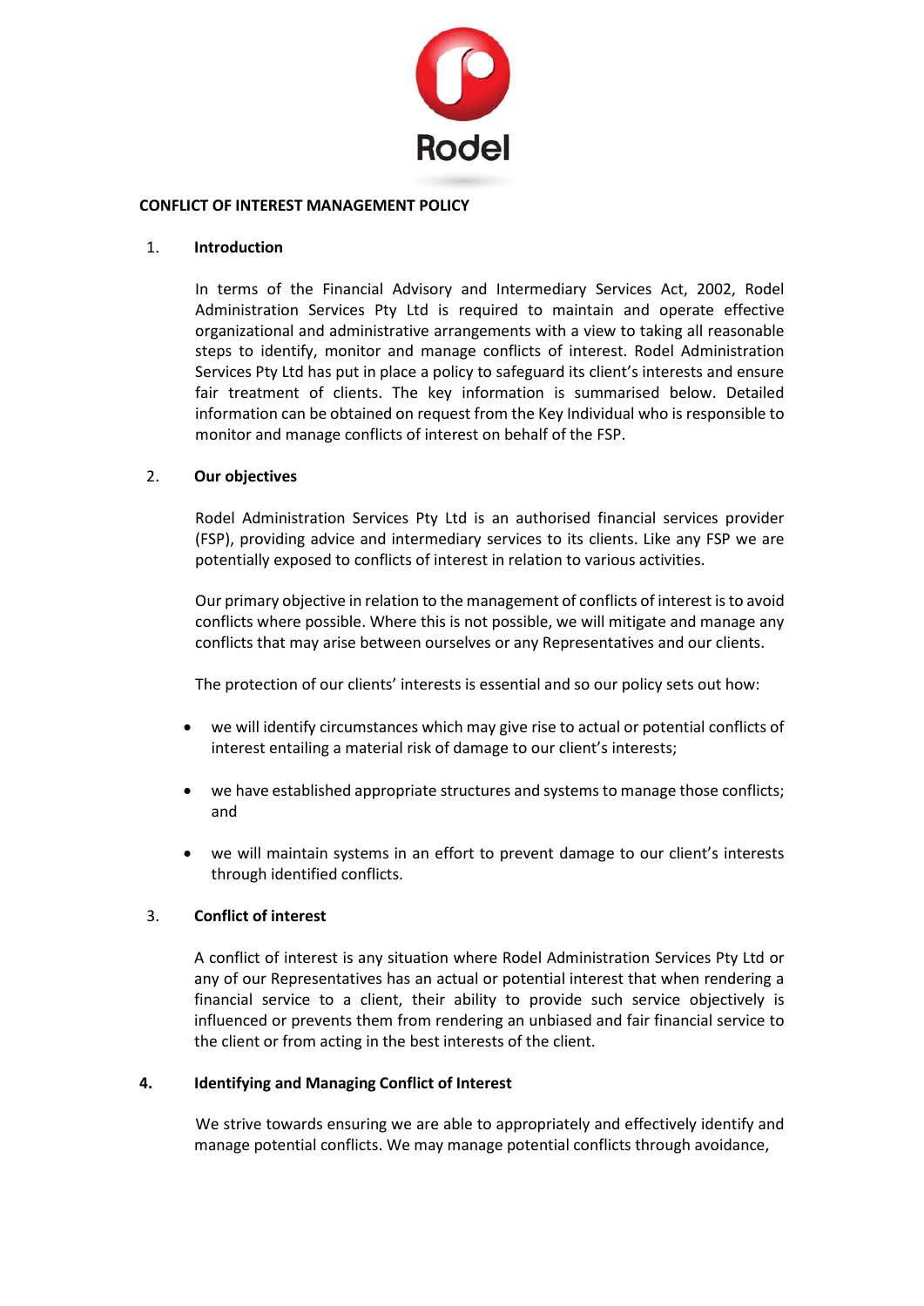Rodel

# CONFLICT OF INTEREST MANAGEMENT POLICY

## 1. Introduction

In terms of the Financial Advisory and Intermediary Services Act, 2002, Rodel Administration Services Pty Ltd is required to maintain and operate effective organizational and administrative arrangements with a view to taking all reasonable steps to identify, monitor and manage conflicts of interest. Rodel Administration Services Pty Ltd has put in place a policy to safeguard its client's interests and ensure fair treatment of clients. The key information is summarised below. Detailed information can be obtained on request from the Key Individual who is responsible to monitor and manage conflicts of interest on behalf of the FSP.

## 2. Our objectives

Rodel Administration Services Pty Ltd is an authorised financial services provider (FSP), providing advice and intermediary services to its clients. Like any FSP we are potentially exposed to conflicts of interest in relation to various activities.

Our primary objective in relation to the management of conflicts of interest is to avoid conflicts where possible. Where this is not possible, we will mitigate and manage any conflicts that may arise between ourselves or any Representatives and our clients.

The protection of our clients' interests is essential and so our policy sets out how:

- we will identify circumstances which may give rise to actual or potential conflicts of interest entailing a material risk of damage to our client's interests;
- we have established appropriate structures and systems to manage those conflicts; and
- we will maintain systems in an effort to prevent damage to our client's interests through identified conflicts.

## 3. Conflict of interest

A conflict of interest is any situation where Rodel Administration Services Pty Ltd or any of our Representatives has an actual or potential interest that when rendering a financial service to a client, their ability to provide such service objectively is influenced or prevents them from rendering an unbiased and fair financial service to the client or from acting in the best interests of the client.

## 4. Identifying and Managing Conflict of Interest

We strive towards ensuring we are able to appropriately and effectively identify and manage potential conflicts. We may manage potential conflicts through avoidance,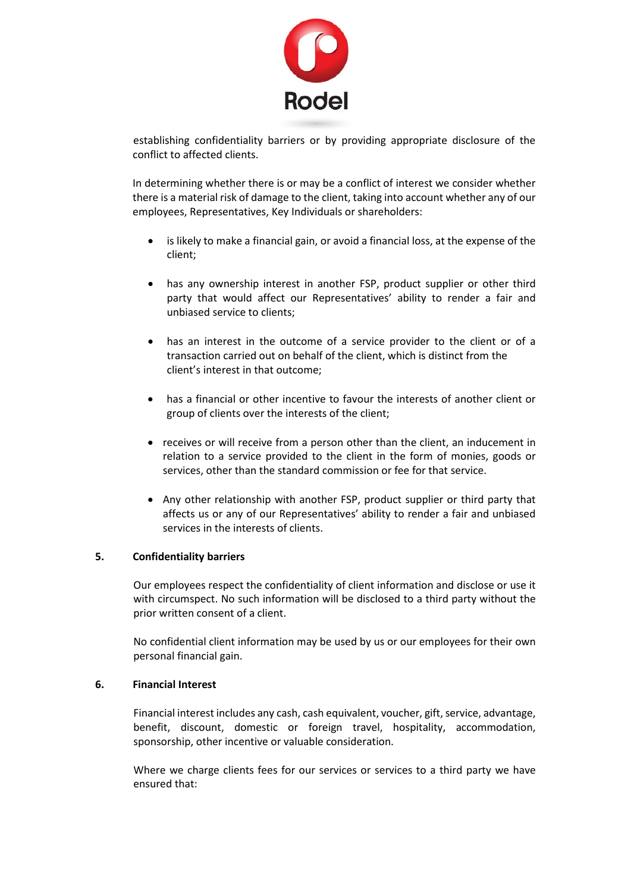establishing confidentiality barriers or by providing appropriate disclosure of the conflict to affected clients.

In determining whether there is or may be a conflict of interest we consider whether there is a material risk of damage to the client, taking into account whether any of our employees, Representatives, Key Individuals or shareholders:

- is likely to make a financial gain, or avoid a financial loss, at the expense of the client;
- has any ownership interest in another FSP, product supplier or other third party that would affect our Representatives' ability to render a fair and unbiased service to clients;
- has an interest in the outcome of a service provider to the client or of a transaction carried out on behalf of the client, which is distinct from the client's interest in that outcome;
- has a financial or other incentive to favour the interests of another client or group of clients over the interests of the client;
- receives or will receive from a person other than the client, an inducement in relation to a service provided to the client in the form of monies, goods or services, other than the standard commission or fee for that service.
- Any other relationship with another FSP, product supplier or third party that affects us or any of our Representatives' ability to render a fair and unbiased services in the interests of clients.

## 5. Confidentiality barriers

Our employees respect the confidentiality of client information and disclose or use it with circumspect. No such information will be disclosed to a third party without the prior written consent of a client.

No confidential client information may be used by us or our employees for their own personal financial gain.

## 6. Financial Interest

Financial interest includes any cash, cash equivalent, voucher, gift, service, advantage, benefit, discount, domestic or foreign travel, hospitality, accommodation, sponsorship, other incentive or valuable consideration.

Where we charge clients fees for our services or services to a third party we have ensured that: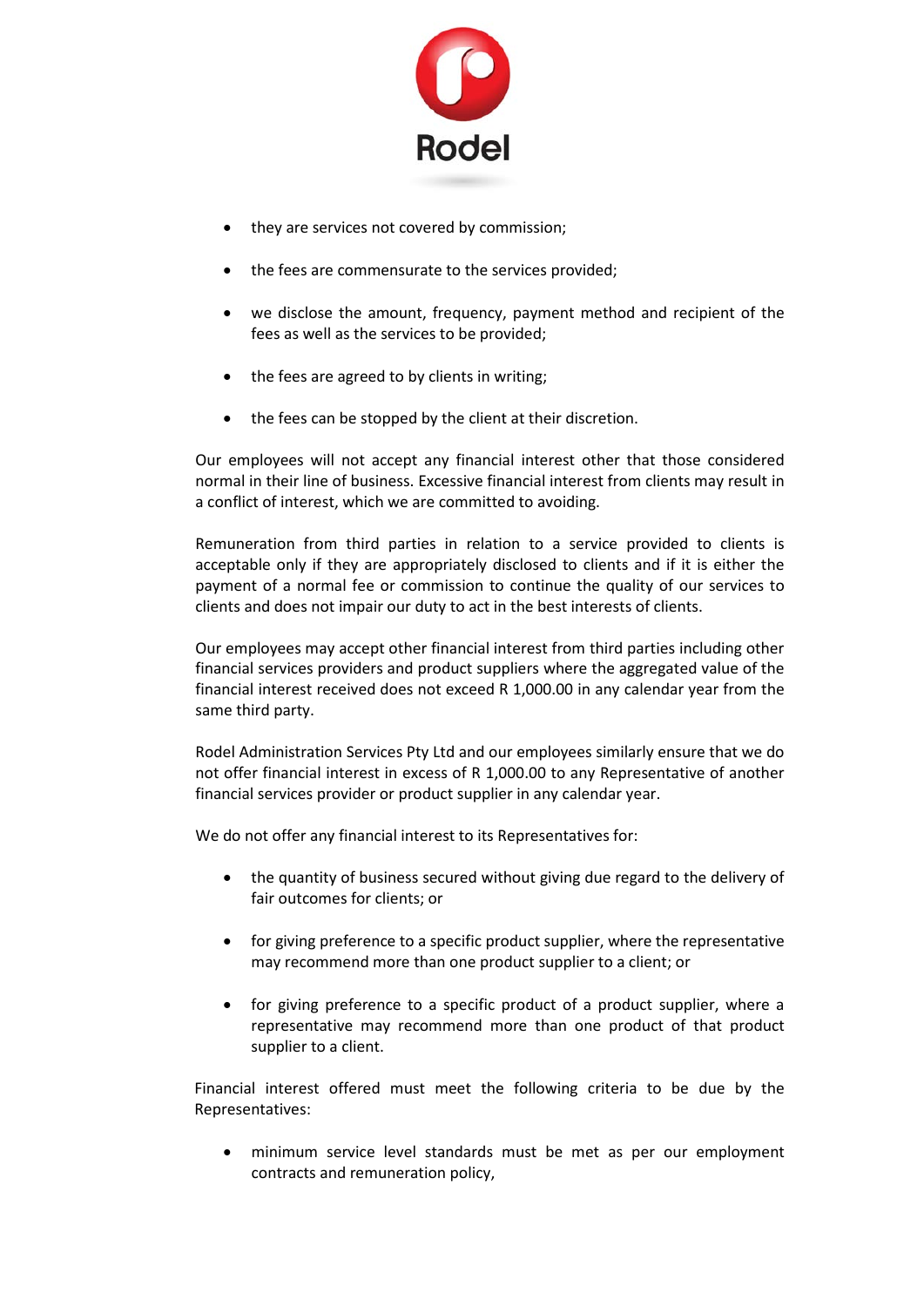- they are services not covered by commission;
- the fees are commensurate to the services provided;
- we disclose the amount, frequency, payment method and recipient of the fees as well as the services to be provided;
- the fees are agreed to by clients in writing;
- the fees can be stopped by the client at their discretion.

Our employees will not accept any financial interest other that those considered normal in their line of business. Excessive financial interest from clients may result in a conflict of interest, which we are committed to avoiding.

Remuneration from third parties in relation to a service provided to clients is acceptable only if they are appropriately disclosed to clients and if it is either the payment of a normal fee or commission to continue the quality of our services to clients and does not impair our duty to act in the best interests of clients.

Our employees may accept other financial interest from third parties including other financial services providers and product suppliers where the aggregated value of the financial interest received does not exceed R 1,000.00 in any calendar year from the same third party.

Rodel Administration Services Pty Ltd and our employees similarly ensure that we do not offer financial interest in excess of R 1,000.00 to any Representative of another financial services provider or product supplier in any calendar year.

We do not offer any financial interest to its Representatives for:

- the quantity of business secured without giving due regard to the delivery of fair outcomes for clients; or
- for giving preference to a specific product supplier, where the representative may recommend more than one product supplier to a client; or
- for giving preference to a specific product of a product supplier, where a representative may recommend more than one product of that product supplier to a client.

Financial interest offered must meet the following criteria to be due by the Representatives:

- minimum service level standards must be met as per our employment contracts and remuneration policy,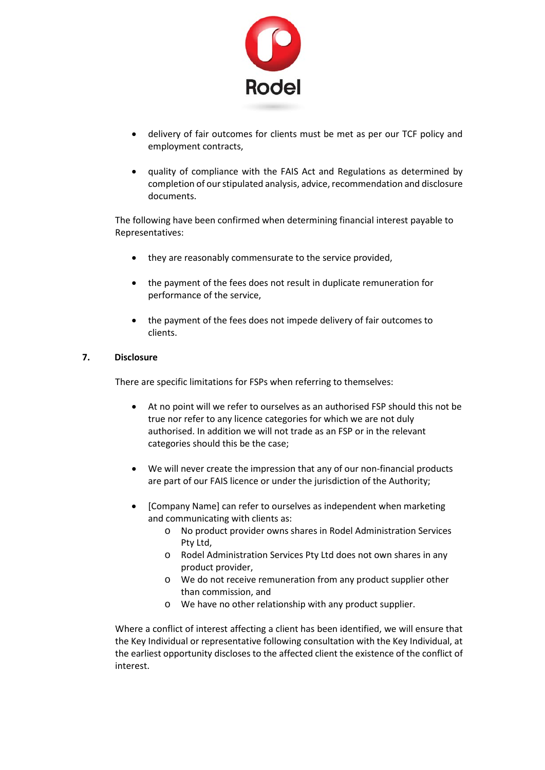- delivery of fair outcomes for clients must be met as per our TCF policy and employment contracts,

- quality of compliance with the FAIS Act and Regulations as determined by completion of our stipulated analysis, advice, recommendation and disclosure documents.

The following have been confirmed when determining financial interest payable to Representatives:

- they are reasonably commensurate to the service provided,

- the payment of the fees does not result in duplicate remuneration for performance of the service,

- the payment of the fees does not impede delivery of fair outcomes to clients.

## 7. Disclosure

There are specific limitations for FSPs when referring to themselves:

- At no point will we refer to ourselves as an authorised FSP should this not be true nor refer to any licence categories for which we are not duly authorised. In addition we will not trade as an FSP or in the relevant categories should this be the case;

- We will never create the impression that any of our non-financial products are part of our FAIS licence or under the jurisdiction of the Authority;

- [Company Name] can refer to ourselves as independent when marketing and communicating with clients as:
  - No product provider owns shares in Rodel Administration Services Pty Ltd,
  - Rodel Administration Services Pty Ltd does not own shares in any product provider,
  - We do not receive remuneration from any product supplier other than commission, and
  - We have no other relationship with any product supplier.

Where a conflict of interest affecting a client has been identified, we will ensure that the Key Individual or representative following consultation with the Key Individual, at the earliest opportunity discloses to the affected client the existence of the conflict of interest.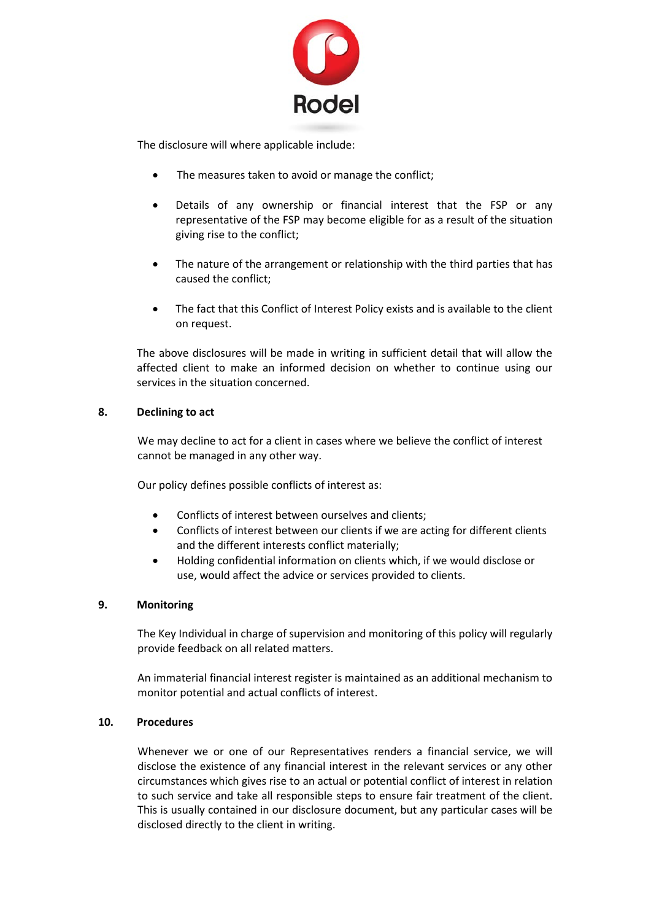The disclosure will where applicable include:

- The measures taken to avoid or manage the conflict;
- Details of any ownership or financial interest that the FSP or any representative of the FSP may become eligible for as a result of the situation giving rise to the conflict;
- The nature of the arrangement or relationship with the third parties that has caused the conflict;
- The fact that this Conflict of Interest Policy exists and is available to the client on request.

The above disclosures will be made in writing in sufficient detail that will allow the affected client to make an informed decision on whether to continue using our services in the situation concerned.

## 8. Declining to act

We may decline to act for a client in cases where we believe the conflict of interest cannot be managed in any other way.

Our policy defines possible conflicts of interest as:

- Conflicts of interest between ourselves and clients;
- Conflicts of interest between our clients if we are acting for different clients and the different interests conflict materially;
- Holding confidential information on clients which, if we would disclose or use, would affect the advice or services provided to clients.

## 9. Monitoring

The Key Individual in charge of supervision and monitoring of this policy will regularly provide feedback on all related matters.

An immaterial financial interest register is maintained as an additional mechanism to monitor potential and actual conflicts of interest.

## 10. Procedures

Whenever we or one of our Representatives renders a financial service, we will disclose the existence of any financial interest in the relevant services or any other circumstances which gives rise to an actual or potential conflict of interest in relation to such service and take all responsible steps to ensure fair treatment of the client. This is usually contained in our disclosure document, but any particular cases will be disclosed directly to the client in writing.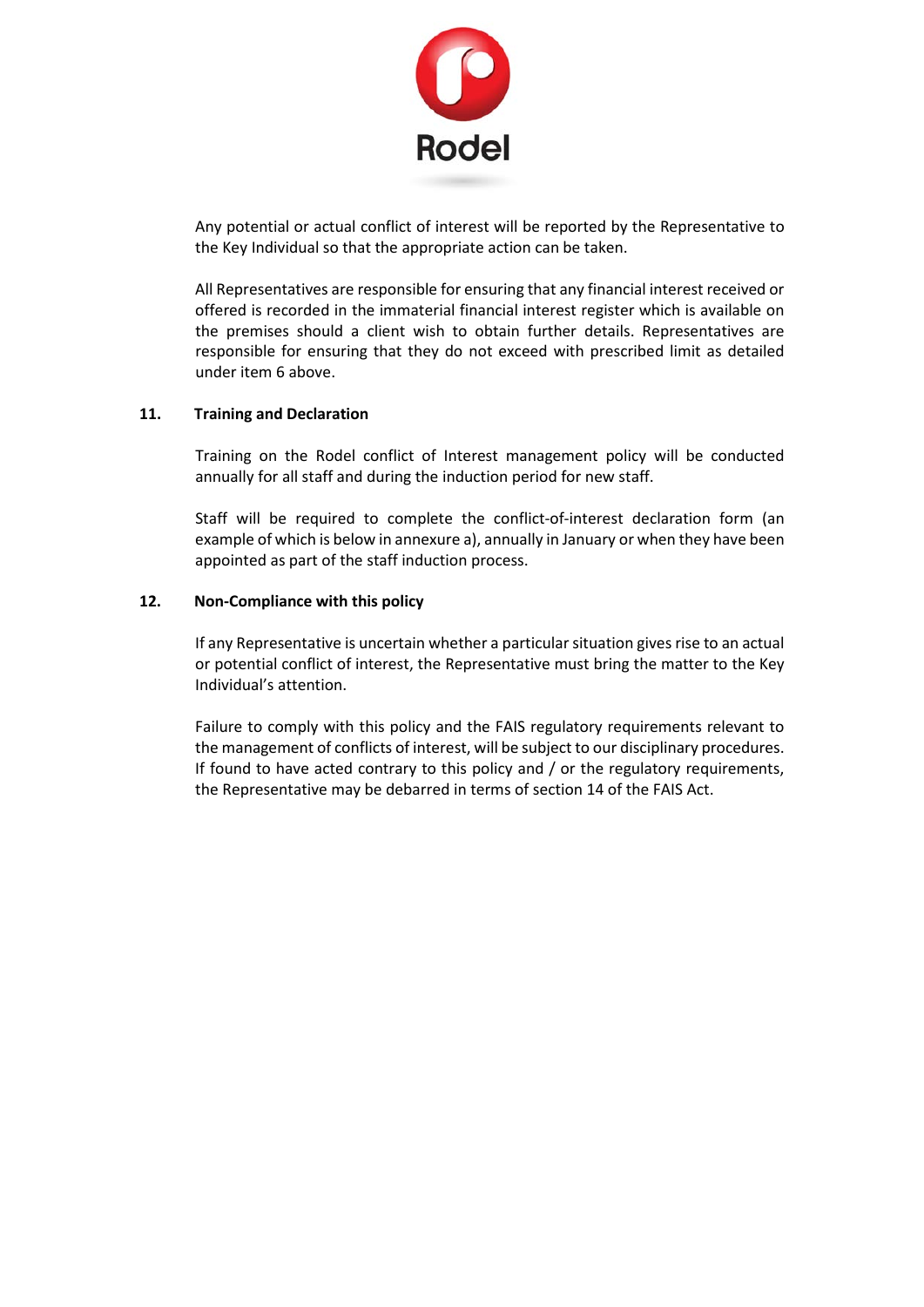Any potential or actual conflict of interest will be reported by the Representative to the Key Individual so that the appropriate action can be taken.

All Representatives are responsible for ensuring that any financial interest received or offered is recorded in the immaterial financial interest register which is available on the premises should a client wish to obtain further details. Representatives are responsible for ensuring that they do not exceed with prescribed limit as detailed under item 6 above.

## 11. Training and Declaration

Training on the Rodel conflict of Interest management policy will be conducted annually for all staff and during the induction period for new staff.

Staff will be required to complete the conflict-of-interest declaration form (an example of which is below in annexure a), annually in January or when they have been appointed as part of the staff induction process.

## 12. Non-Compliance with this policy

If any Representative is uncertain whether a particular situation gives rise to an actual or potential conflict of interest, the Representative must bring the matter to the Key Individual's attention.

Failure to comply with this policy and the FAIS regulatory requirements relevant to the management of conflicts of interest, will be subject to our disciplinary procedures. If found to have acted contrary to this policy and / or the regulatory requirements, the Representative may be debarred in terms of section 14 of the FAIS Act.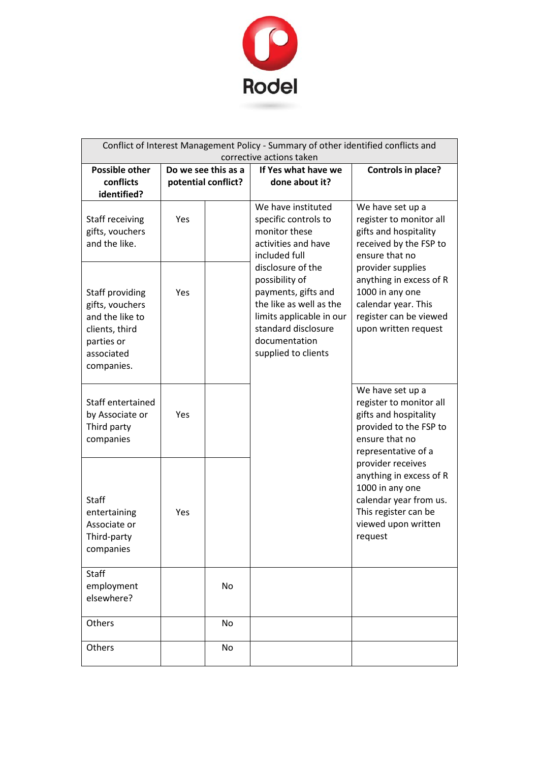Rodel

| Conflict of Interest Management Policy - Summary of other identified conflicts and corrective actions taken | | | | |
|---|---|---|---|---|
| **Possible other conflicts identified?** | **Do we see this as a potential conflict?** | | **If Yes what have we done about it?** | **Controls in place?** |
| Staff receiving gifts, vouchers and the like. | Yes | | We have instituted specific controls to monitor these activities and have included full disclosure of the possibility of payments, gifts and the like as well as the limits applicable in our standard disclosure documentation supplied to clients | We have set up a register to monitor all gifts and hospitality received by the FSP to ensure that no provider supplies anything in excess of R 1000 in any one calendar year. This register can be viewed upon written request |
| Staff providing gifts, vouchers and the like to clients, third parties or associated companies. | Yes | | | |
| Staff entertained by Associate or Third party companies | Yes | | | We have set up a register to monitor all gifts and hospitality provided to the FSP to ensure that no representative of a provider receives anything in excess of R 1000 in any one calendar year from us. This register can be viewed upon written request |
| Staff entertaining Associate or Third-party companies | Yes | | | |
| Staff employment elsewhere? | | No | | |
| Others | | No | | |
| Others | | No | | |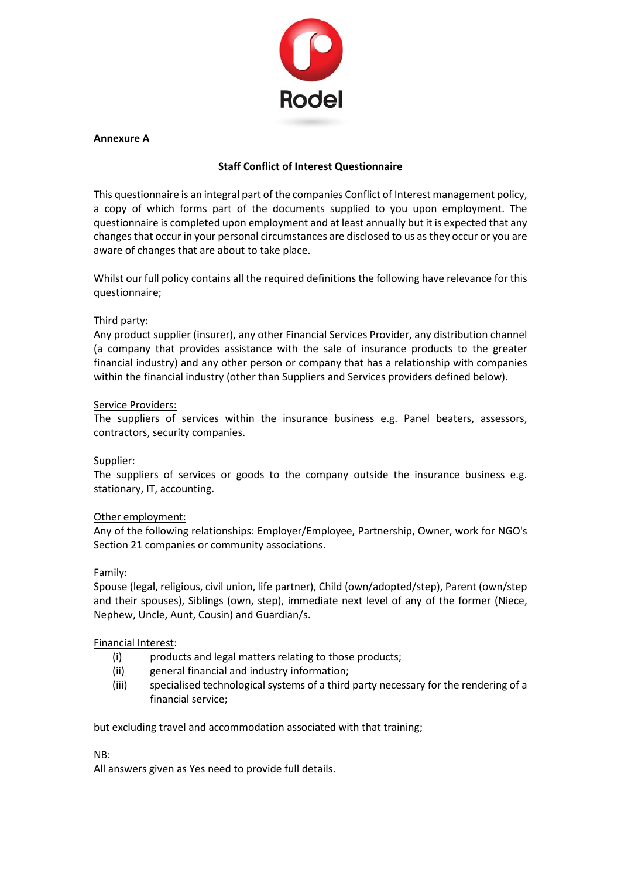Rodel

**Annexure A**

## Staff Conflict of Interest Questionnaire

This questionnaire is an integral part of the companies Conflict of Interest management policy, a copy of which forms part of the documents supplied to you upon employment. The questionnaire is completed upon employment and at least annually but it is expected that any changes that occur in your personal circumstances are disclosed to us as they occur or you are aware of changes that are about to take place.

Whilst our full policy contains all the required definitions the following have relevance for this questionnaire;

Third party:
Any product supplier (insurer), any other Financial Services Provider, any distribution channel (a company that provides assistance with the sale of insurance products to the greater financial industry) and any other person or company that has a relationship with companies within the financial industry (other than Suppliers and Services providers defined below).

Service Providers:
The suppliers of services within the insurance business e.g. Panel beaters, assessors, contractors, security companies.

Supplier:
The suppliers of services or goods to the company outside the insurance business e.g. stationary, IT, accounting.

Other employment:
Any of the following relationships: Employer/Employee, Partnership, Owner, work for NGO's Section 21 companies or community associations.

Family:
Spouse (legal, religious, civil union, life partner), Child (own/adopted/step), Parent (own/step and their spouses), Siblings (own, step), immediate next level of any of the former (Niece, Nephew, Uncle, Aunt, Cousin) and Guardian/s.

Financial Interest:

- (i) products and legal matters relating to those products;
- (ii) general financial and industry information;
- (iii) specialised technological systems of a third party necessary for the rendering of a financial service;

but excluding travel and accommodation associated with that training;

NB:
All answers given as Yes need to provide full details.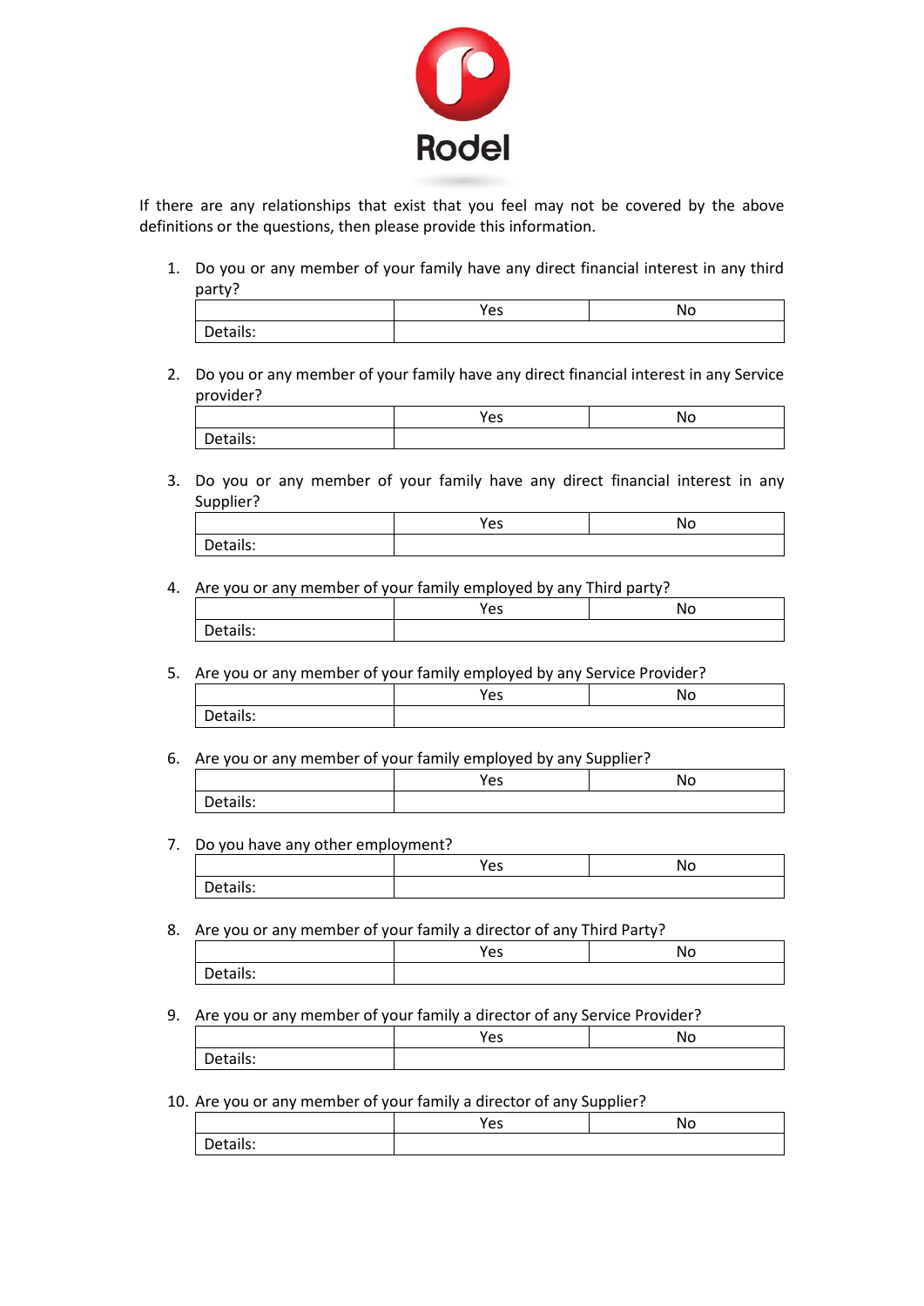If there are any relationships that exist that you feel may not be covered by the above definitions or the questions, then please provide this information.

1. Do you or any member of your family have any direct financial interest in any third party?

| | Yes | No |
|---|---|---|
| Details: | | |

2. Do you or any member of your family have any direct financial interest in any Service provider?

| | Yes | No |
|---|---|---|
| Details: | | |

3. Do you or any member of your family have any direct financial interest in any Supplier?

| | Yes | No |
|---|---|---|
| Details: | | |

4. Are you or any member of your family employed by any Third party?

| | Yes | No |
|---|---|---|
| Details: | | |

5. Are you or any member of your family employed by any Service Provider?

| | Yes | No |
|---|---|---|
| Details: | | |

6. Are you or any member of your family employed by any Supplier?

| | Yes | No |
|---|---|---|
| Details: | | |

7. Do you have any other employment?

| | Yes | No |
|---|---|---|
| Details: | | |

8. Are you or any member of your family a director of any Third Party?

| | Yes | No |
|---|---|---|
| Details: | | |

9. Are you or any member of your family a director of any Service Provider?

| | Yes | No |
|---|---|---|
| Details: | | |

10. Are you or any member of your family a director of any Supplier?

| | Yes | No |
|---|---|---|
| Details: | | |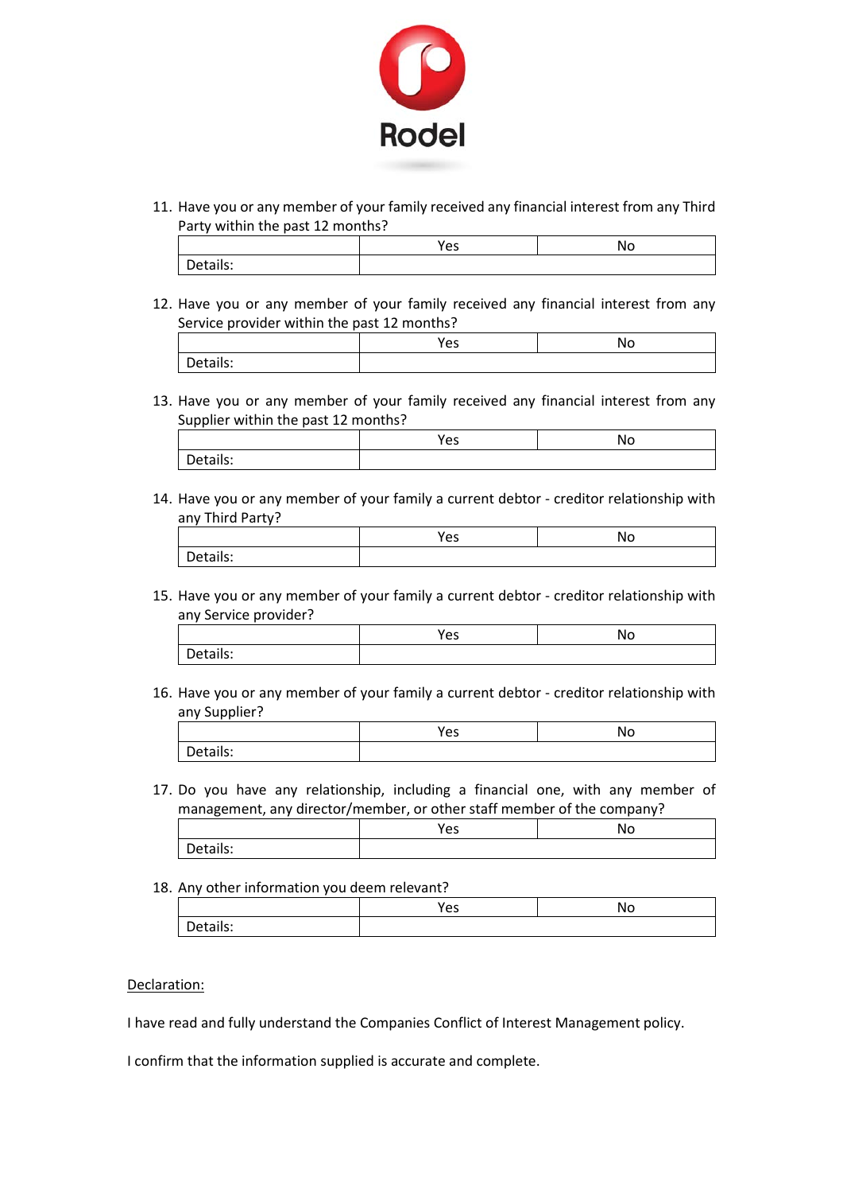Rodel

11. Have you or any member of your family received any financial interest from any Third Party within the past 12 months?

| | Yes | No |
|---|---|---|
| Details: | | |

12. Have you or any member of your family received any financial interest from any Service provider within the past 12 months?

| | Yes | No |
|---|---|---|
| Details: | | |

13. Have you or any member of your family received any financial interest from any Supplier within the past 12 months?

| | Yes | No |
|---|---|---|
| Details: | | |

14. Have you or any member of your family a current debtor - creditor relationship with any Third Party?

| | Yes | No |
|---|---|---|
| Details: | | |

15. Have you or any member of your family a current debtor - creditor relationship with any Service provider?

| | Yes | No |
|---|---|---|
| Details: | | |

16. Have you or any member of your family a current debtor - creditor relationship with any Supplier?

| | Yes | No |
|---|---|---|
| Details: | | |

17. Do you have any relationship, including a financial one, with any member of management, any director/member, or other staff member of the company?

| | Yes | No |
|---|---|---|
| Details: | | |

18. Any other information you deem relevant?

| | Yes | No |
|---|---|---|
| Details: | | |

<u>Declaration:</u>

I have read and fully understand the Companies Conflict of Interest Management policy.

I confirm that the information supplied is accurate and complete.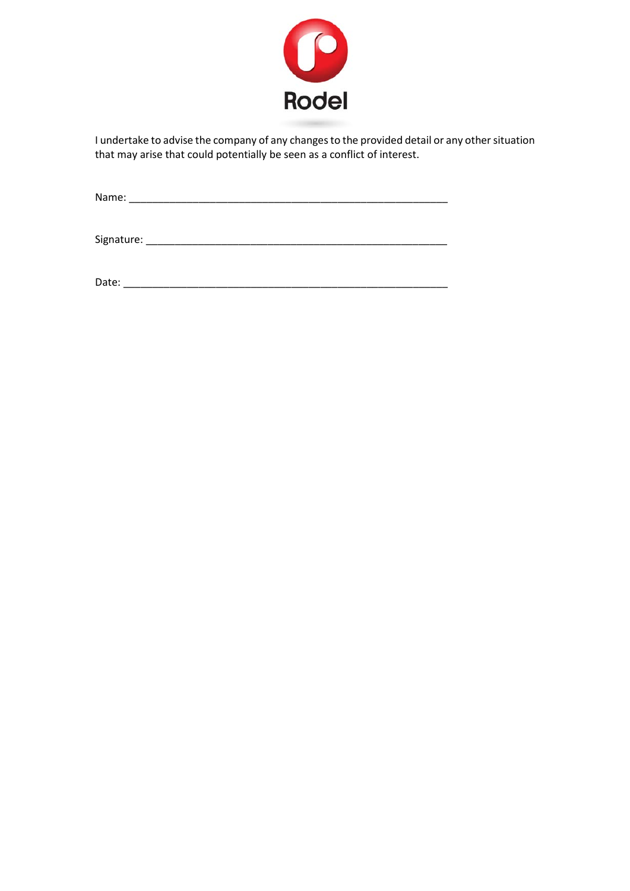Rodel

I undertake to advise the company of any changes to the provided detail or any other situation that may arise that could potentially be seen as a conflict of interest.

Name: ______________________________________________________

Signature: ___________________________________________________

Date: _______________________________________________________